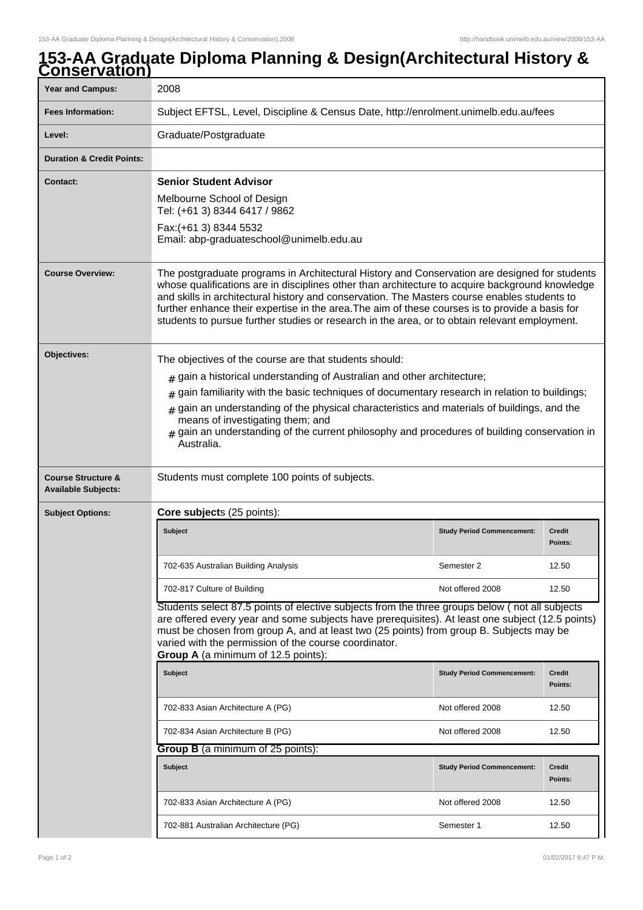# 153-AA Graduate Diploma Planning & Design(Architectural History & Conservation)

| | |
|---|---|
| **Year and Campus:** | 2008 |
| **Fees Information:** | Subject EFTSL, Level, Discipline & Census Date, http://enrolment.unimelb.edu.au/fees |
| **Level:** | Graduate/Postgraduate |
| **Duration & Credit Points:** | |
| **Contact:** | **Senior Student Advisor**<br>Melbourne School of Design<br>Tel: (+61 3) 8344 6417 / 9862<br>Fax:(+61 3) 8344 5532<br>Email: abp-graduateschool@unimelb.edu.au |
| **Course Overview:** | The postgraduate programs in Architectural History and Conservation are designed for students whose qualifications are in disciplines other than architecture to acquire background knowledge and skills in architectural history and conservation. The Masters course enables students to further enhance their expertise in the area.The aim of these courses is to provide a basis for students to pursue further studies or research in the area, or to obtain relevant employment. |
| **Objectives:** | The objectives of the course are that students should:<br># gain a historical understanding of Australian and other architecture;<br># gain familiarity with the basic techniques of documentary research in relation to buildings;<br># gain an understanding of the physical characteristics and materials of buildings, and the means of investigating them; and<br># gain an understanding of the current philosophy and procedures of building conservation in Australia. |
| **Course Structure & Available Subjects:** | Students must complete 100 points of subjects. |
| **Subject Options:** | **Core subject**s (25 points): |

| Subject | Study Period Commencement: | Credit Points: |
|---|---|---|
| 702-635 Australian Building Analysis | Semester 2 | 12.50 |
| 702-817 Culture of Building | Not offered 2008 | 12.50 |

Students select 87.5 points of elective subjects from the three groups below ( not all subjects are offered every year and some subjects have prerequisites). At least one subject (12.5 points) must be chosen from group A, and at least two (25 points) from group B. Subjects may be varied with the permission of the course coordinator.

**Group A** (a minimum of 12.5 points):

| Subject | Study Period Commencement: | Credit Points: |
|---|---|---|
| 702-833 Asian Architecture A (PG) | Not offered 2008 | 12.50 |
| 702-834 Asian Architecture B (PG) | Not offered 2008 | 12.50 |

**Group B** (a minimum of 25 points):

| Subject | Study Period Commencement: | Credit Points: |
|---|---|---|
| 702-833 Asian Architecture A (PG) | Not offered 2008 | 12.50 |
| 702-881 Australian Architecture (PG) | Semester 1 | 12.50 |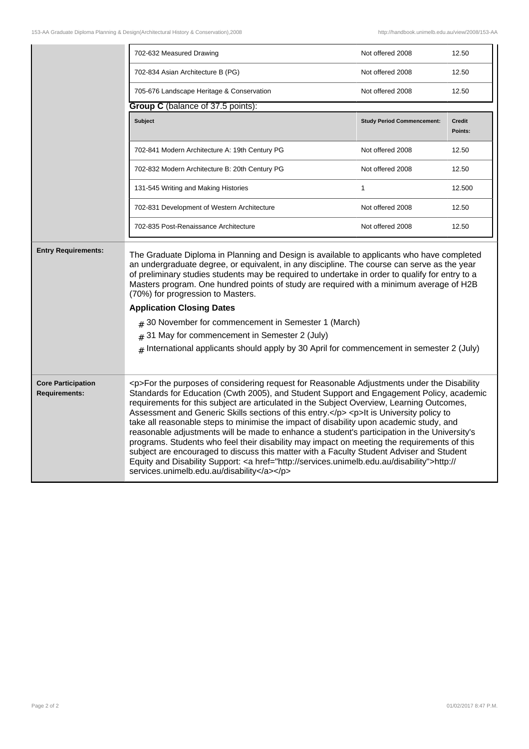| | | |
|---|---|---|
| 702-632 Measured Drawing | Not offered 2008 | 12.50 |
| 702-834 Asian Architecture B (PG) | Not offered 2008 | 12.50 |
| 705-676 Landscape Heritage & Conservation | Not offered 2008 | 12.50 |

**Group C** (balance of 37.5 points):

| Subject | Study Period Commencement: | Credit Points: |
|---|---|---|
| 702-841 Modern Architecture A: 19th Century PG | Not offered 2008 | 12.50 |
| 702-832 Modern Architecture B: 20th Century PG | Not offered 2008 | 12.50 |
| 131-545 Writing and Making Histories | 1 | 12.500 |
| 702-831 Development of Western Architecture | Not offered 2008 | 12.50 |
| 702-835 Post-Renaissance Architecture | Not offered 2008 | 12.50 |

**Entry Requirements:**

The Graduate Diploma in Planning and Design is available to applicants who have completed an undergraduate degree, or equivalent, in any discipline. The course can serve as the year of preliminary studies students may be required to undertake in order to qualify for entry to a Masters program. One hundred points of study are required with a minimum average of H2B (70%) for progression to Masters.

**Application Closing Dates**

- 30 November for commencement in Semester 1 (March)
- 31 May for commencement in Semester 2 (July)
- International applicants should apply by 30 April for commencement in semester 2 (July)

**Core Participation Requirements:**

<p>For the purposes of considering request for Reasonable Adjustments under the Disability Standards for Education (Cwth 2005), and Student Support and Engagement Policy, academic requirements for this subject are articulated in the Subject Overview, Learning Outcomes, Assessment and Generic Skills sections of this entry.</p> <p>It is University policy to take all reasonable steps to minimise the impact of disability upon academic study, and reasonable adjustments will be made to enhance a student's participation in the University's programs. Students who feel their disability may impact on meeting the requirements of this subject are encouraged to discuss this matter with a Faculty Student Adviser and Student Equity and Disability Support: <a href="http://services.unimelb.edu.au/disability">http://services.unimelb.edu.au/disability</a></p>